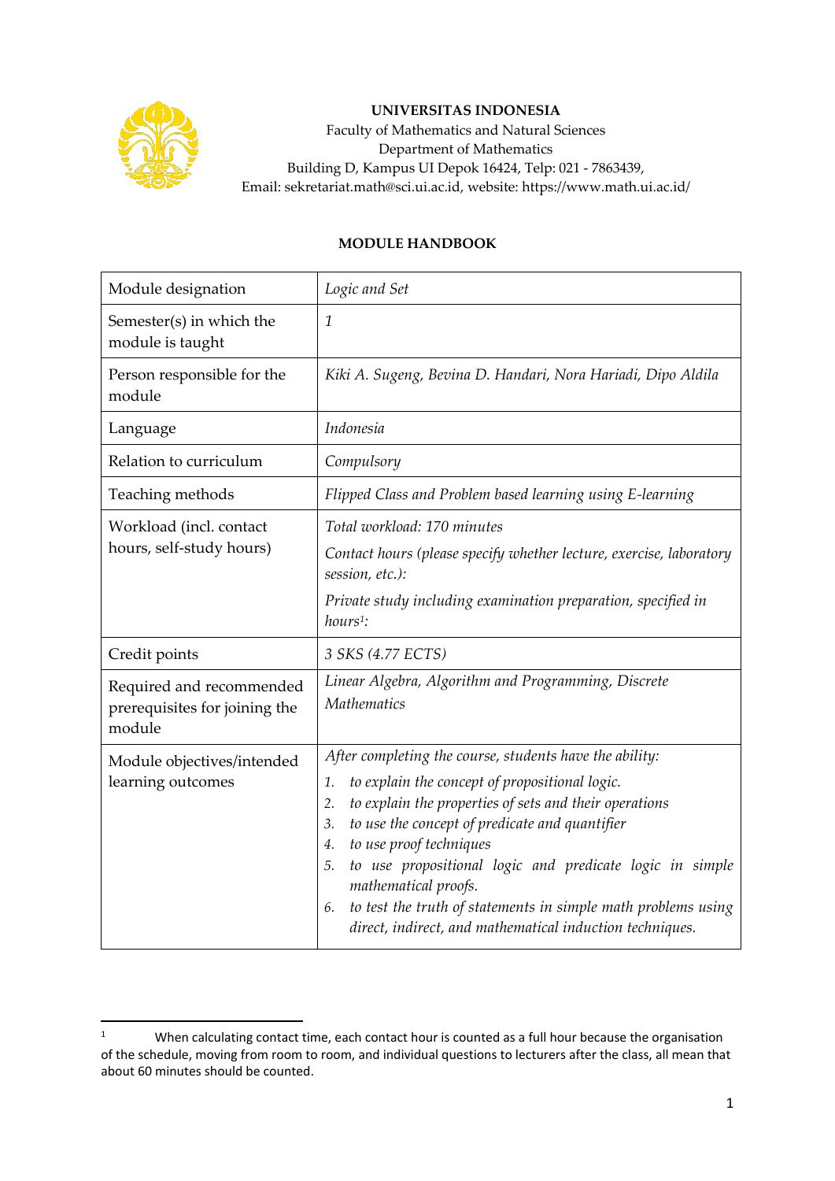**UNIVERSITAS INDONESIA**
Faculty of Mathematics and Natural Sciences
Department of Mathematics
Building D, Kampus UI Depok 16424, Telp: 021 - 7863439,
Email: sekretariat.math@sci.ui.ac.id, website: https://www.math.ui.ac.id/

**MODULE HANDBOOK**

| Module designation | *Logic and Set* |
|---|---|
| Semester(s) in which the module is taught | *1* |
| Person responsible for the module | *Kiki A. Sugeng, Bevina D. Handari, Nora Hariadi, Dipo Aldila* |
| Language | *Indonesia* |
| Relation to curriculum | *Compulsory* |
| Teaching methods | *Flipped Class and Problem based learning using E-learning* |
| Workload (incl. contact hours, self-study hours) | *Total workload: 170 minutes*<br>*Contact hours (please specify whether lecture, exercise, laboratory session, etc.):*<br>*Private study including examination preparation, specified in hours[1]:* |
| Credit points | *3 SKS (4.77 ECTS)* |
| Required and recommended prerequisites for joining the module | *Linear Algebra, Algorithm and Programming, Discrete Mathematics* |
| Module objectives/intended learning outcomes | *After completing the course, students have the ability:*<br>1. *to explain the concept of propositional logic.*<br>2. *to explain the properties of sets and their operations*<br>3. *to use the concept of predicate and quantifier*<br>4. *to use proof techniques*<br>5. *to use propositional logic and predicate logic in simple mathematical proofs.*<br>6. *to test the truth of statements in simple math problems using direct, indirect, and mathematical induction techniques.* |

[1] When calculating contact time, each contact hour is counted as a full hour because the organisation of the schedule, moving from room to room, and individual questions to lecturers after the class, all mean that about 60 minutes should be counted.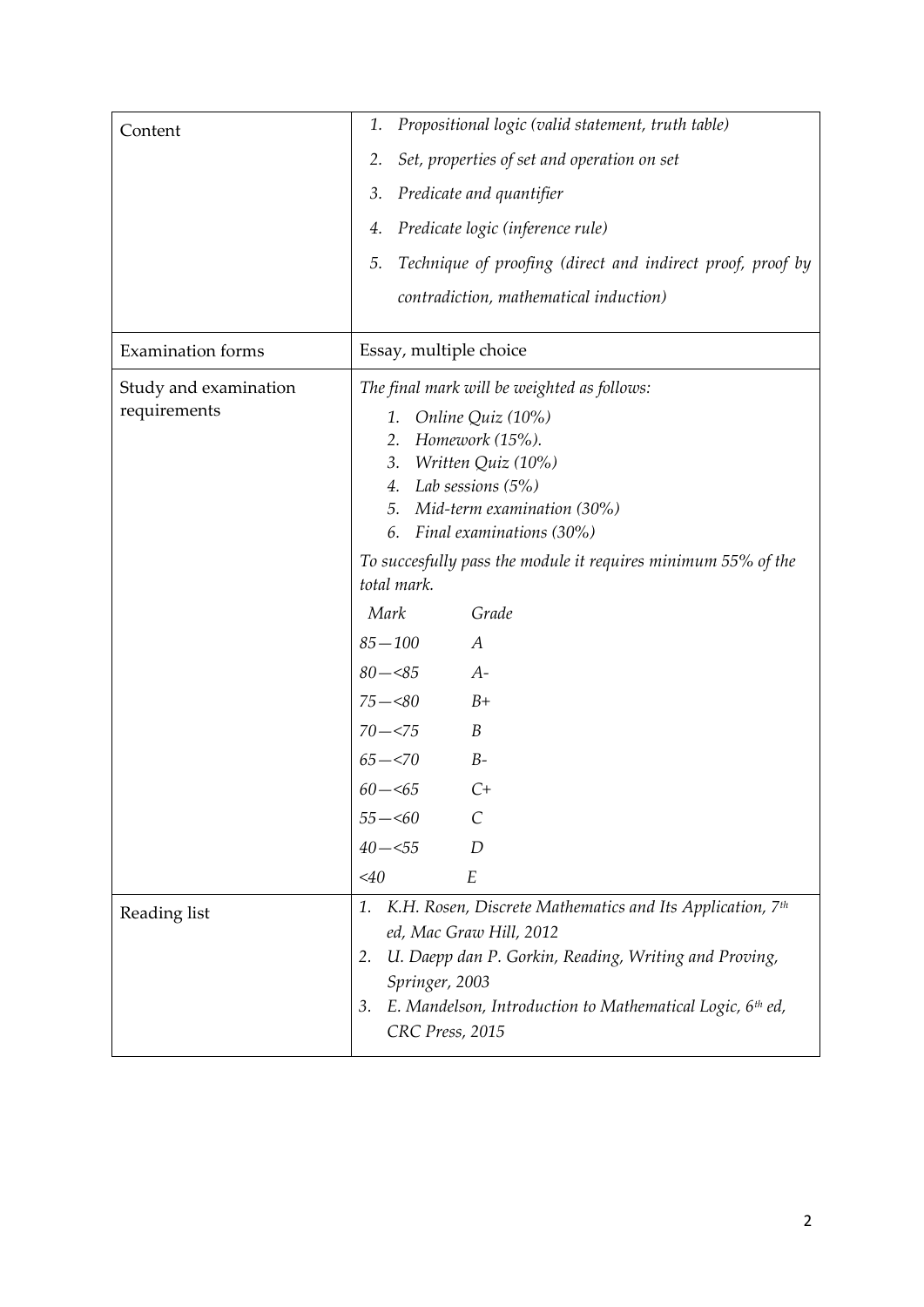| | |
|---|---|
| Content | 1. *Propositional logic (valid statement, truth table)*<br>2. *Set, properties of set and operation on set*<br>3. *Predicate and quantifier*<br>4. *Predicate logic (inference rule)*<br>5. *Technique of proofing (direct and indirect proof, proof by contradiction, mathematical induction)* |
| Examination forms | Essay, multiple choice |
| Study and examination requirements | *The final mark will be weighted as follows:*<br>1. *Online Quiz (10%)*<br>2. *Homework (15%).*<br>3. *Written Quiz (10%)*<br>4. *Lab sessions (5%)*<br>5. *Mid-term examination (30%)*<br>6. *Final examinations (30%)*<br>*To succesfully pass the module it requires minimum 55% of the total mark.*<br>*Mark* — *Grade*<br>*85—100* — *A*<br>*80—<85* — *A-*<br>*75—<80* — *B+*<br>*70—<75* — *B*<br>*65—<70* — *B-*<br>*60—<65* — *C+*<br>*55—<60* — *C*<br>*40—<55* — *D*<br>*<40* — *E* |
| Reading list | 1. *K.H. Rosen, Discrete Mathematics and Its Application, 7th ed, Mac Graw Hill, 2012*<br>2. *U. Daepp dan P. Gorkin, Reading, Writing and Proving, Springer, 2003*<br>3. *E. Mandelson, Introduction to Mathematical Logic, 6th ed, CRC Press, 2015* |